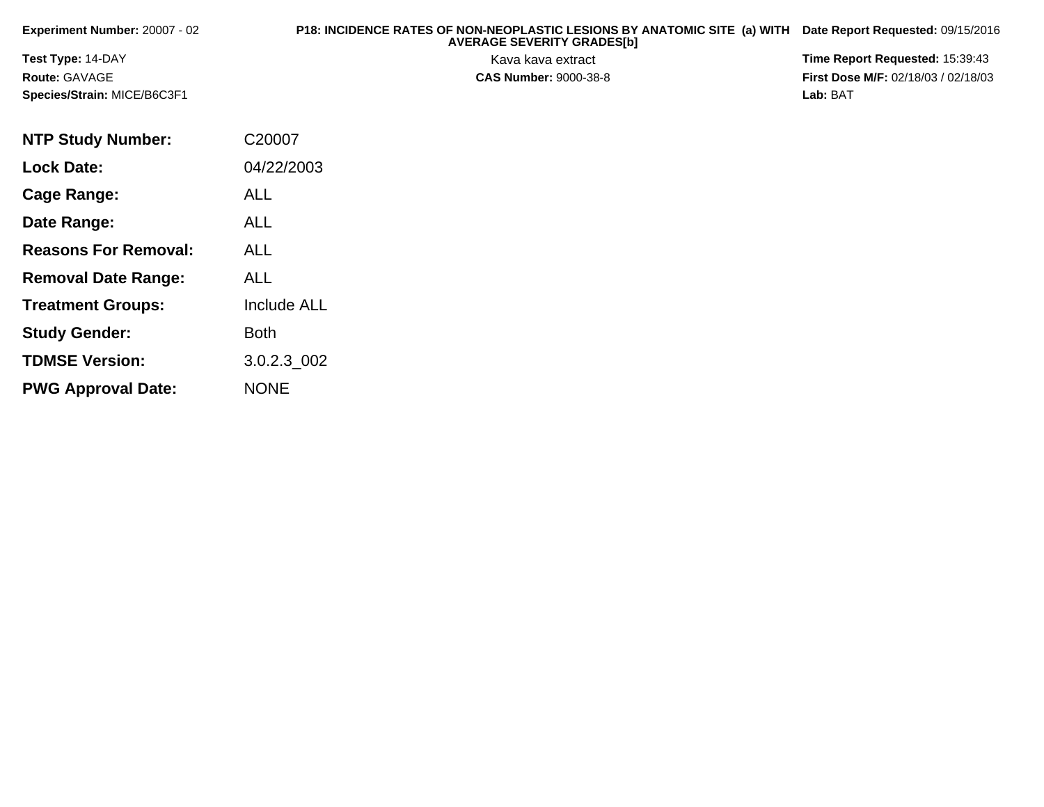**Experiment Number:** 20007 - 02

**P18: INCIDENCE RATES OF NON-NEOPLASTIC LESIONS BY ANATOMIC SITE (a) WITH AVERAGE SEVERITY GRADES[b]**

Kava kava extract

**CAS Number:** 9000-38-8

**Date Report Requested:** 09/15/2016

**Time Report Requested:** 15:39:43

**First Dose M/F:** 02/18/03 / 02/18/03

**Lab:** BAT

**Test Type:** 14-DAY

**Route:** GAVAGE

**Species/Strain:** MICE/B6C3F1

| | |
|---|---|
| **NTP Study Number:** | C20007 |
| **Lock Date:** | 04/22/2003 |
| **Cage Range:** | ALL |
| **Date Range:** | ALL |
| **Reasons For Removal:** | ALL |
| **Removal Date Range:** | ALL |
| **Treatment Groups:** | Include ALL |
| **Study Gender:** | Both |
| **TDMSE Version:** | 3.0.2.3_002 |
| **PWG Approval Date:** | NONE |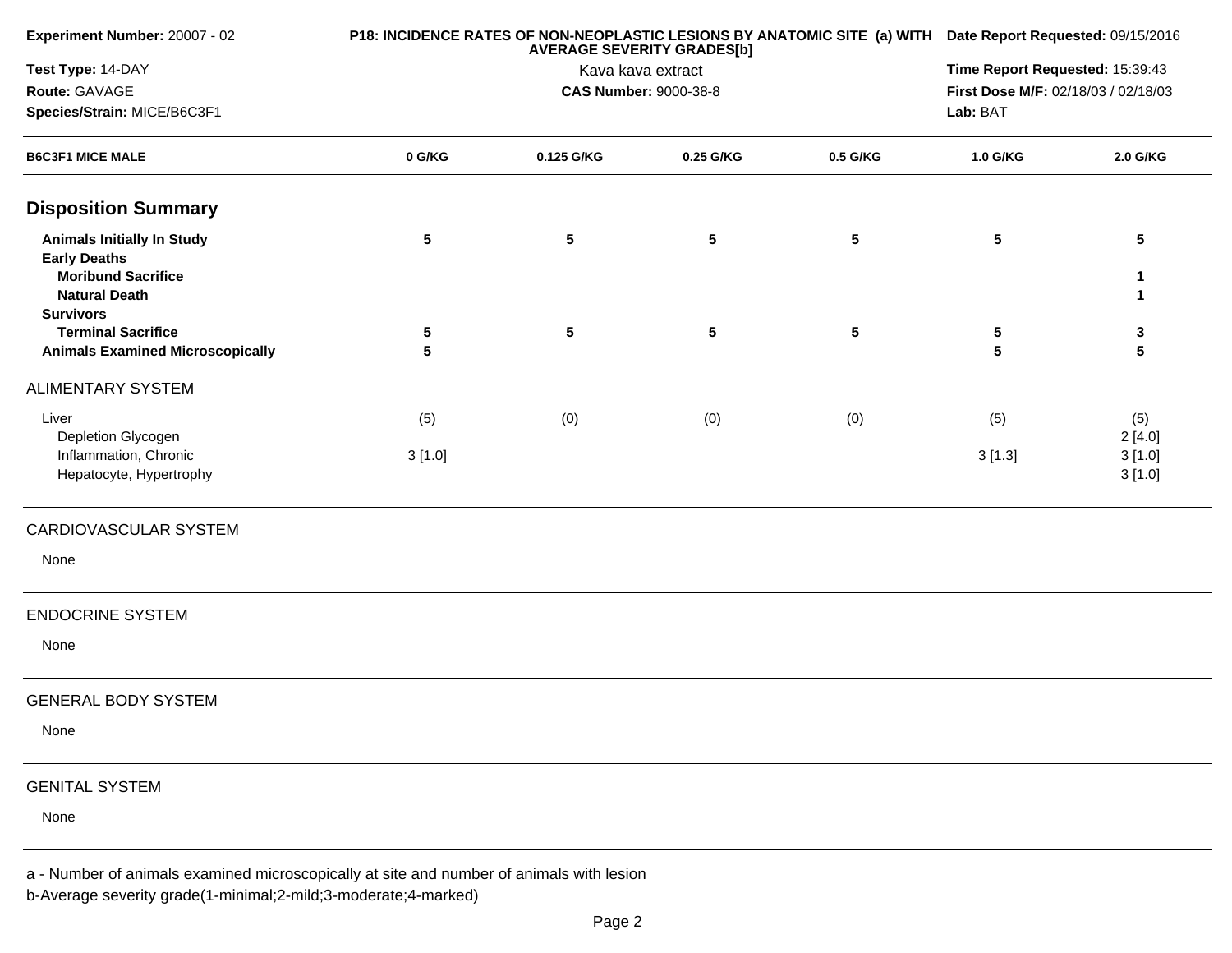**Experiment Number:** 20007 - 02
**Test Type:** 14-DAY
**Route:** GAVAGE
**Species/Strain:** MICE/B6C3F1

**P18: INCIDENCE RATES OF NON-NEOPLASTIC LESIONS BY ANATOMIC SITE (a) WITH AVERAGE SEVERITY GRADES[b]**
Kava kava extract
**CAS Number:** 9000-38-8

**Date Report Requested:** 09/15/2016
**Time Report Requested:** 15:39:43
**First Dose M/F:** 02/18/03 / 02/18/03
**Lab:** BAT

| B6C3F1 MICE MALE | 0 G/KG | 0.125 G/KG | 0.25 G/KG | 0.5 G/KG | 1.0 G/KG | 2.0 G/KG |
|---|---|---|---|---|---|---|
| **Disposition Summary** | | | | | | |
| **Animals Initially In Study** | **5** | **5** | **5** | **5** | **5** | **5** |
| **Early Deaths** | | | | | | |
| **Moribund Sacrifice** | | | | | | **1** |
| **Natural Death** | | | | | | **1** |
| **Survivors** | | | | | | |
| **Terminal Sacrifice** | **5** | **5** | **5** | **5** | **5** | **3** |
| **Animals Examined Microscopically** | **5** | | | | **5** | **5** |
| ALIMENTARY SYSTEM | | | | | | |
| Liver | (5) | (0) | (0) | (0) | (5) | (5) |
| Depletion Glycogen | | | | | | 2 [4.0] |
| Inflammation, Chronic | 3 [1.0] | | | | 3 [1.3] | 3 [1.0] |
| Hepatocyte, Hypertrophy | | | | | | 3 [1.0] |
| CARDIOVASCULAR SYSTEM | | | | | | |
| None | | | | | | |
| ENDOCRINE SYSTEM | | | | | | |
| None | | | | | | |
| GENERAL BODY SYSTEM | | | | | | |
| None | | | | | | |
| GENITAL SYSTEM | | | | | | |
| None | | | | | | |

a - Number of animals examined microscopically at site and number of animals with lesion
b-Average severity grade(1-minimal;2-mild;3-moderate;4-marked)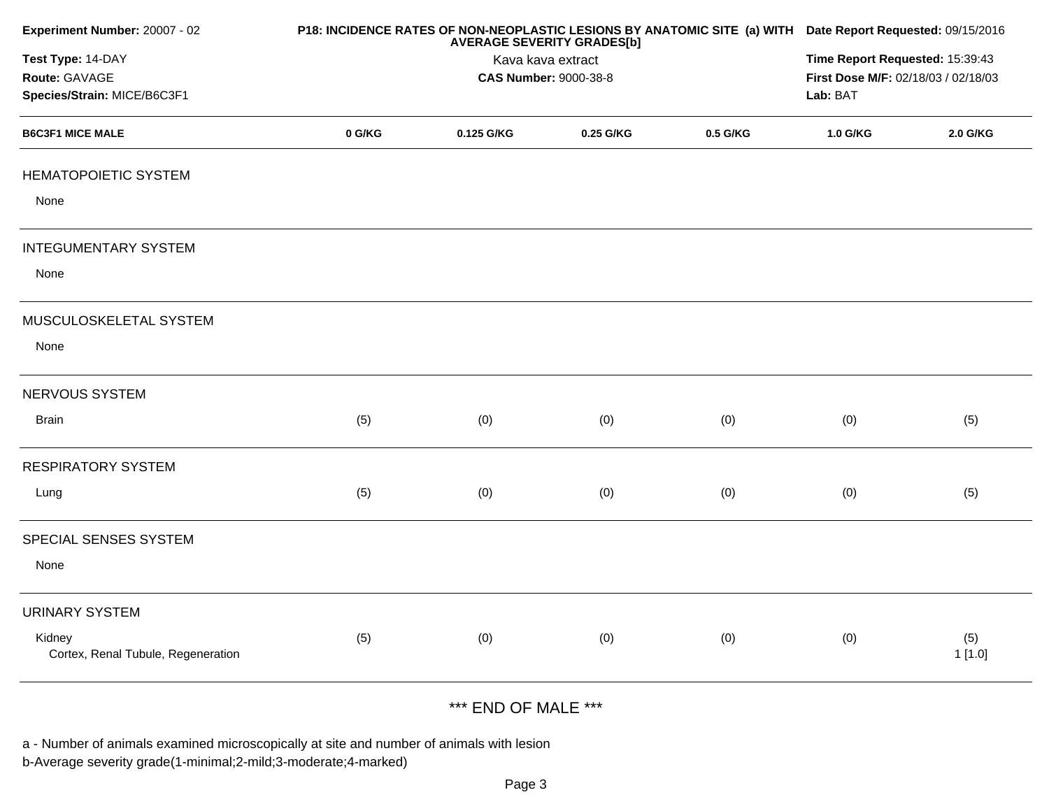**Experiment Number:** 20007 - 02

**Test Type:** 14-DAY

**Route:** GAVAGE

**Species/Strain:** MICE/B6C3F1

**P18: INCIDENCE RATES OF NON-NEOPLASTIC LESIONS BY ANATOMIC SITE (a) WITH AVERAGE SEVERITY GRADES[b]**

Kava kava extract

**CAS Number:** 9000-38-8

**Date Report Requested:** 09/15/2016

**Time Report Requested:** 15:39:43

**First Dose M/F:** 02/18/03 / 02/18/03

**Lab:** BAT

| B6C3F1 MICE MALE | 0 G/KG | 0.125 G/KG | 0.25 G/KG | 0.5 G/KG | 1.0 G/KG | 2.0 G/KG |
|---|---|---|---|---|---|---|
| HEMATOPOIETIC SYSTEM | | | | | | |
| None | | | | | | |
| INTEGUMENTARY SYSTEM | | | | | | |
| None | | | | | | |
| MUSCULOSKELETAL SYSTEM | | | | | | |
| None | | | | | | |
| NERVOUS SYSTEM | | | | | | |
| Brain | (5) | (0) | (0) | (0) | (0) | (5) |
| RESPIRATORY SYSTEM | | | | | | |
| Lung | (5) | (0) | (0) | (0) | (0) | (5) |
| SPECIAL SENSES SYSTEM | | | | | | |
| None | | | | | | |
| URINARY SYSTEM | | | | | | |
| Kidney | (5) | (0) | (0) | (0) | (0) | (5) |
| Cortex, Renal Tubule, Regeneration | | | | | | 1 [1.0] |

*** END OF MALE ***

a - Number of animals examined microscopically at site and number of animals with lesion

b-Average severity grade(1-minimal;2-mild;3-moderate;4-marked)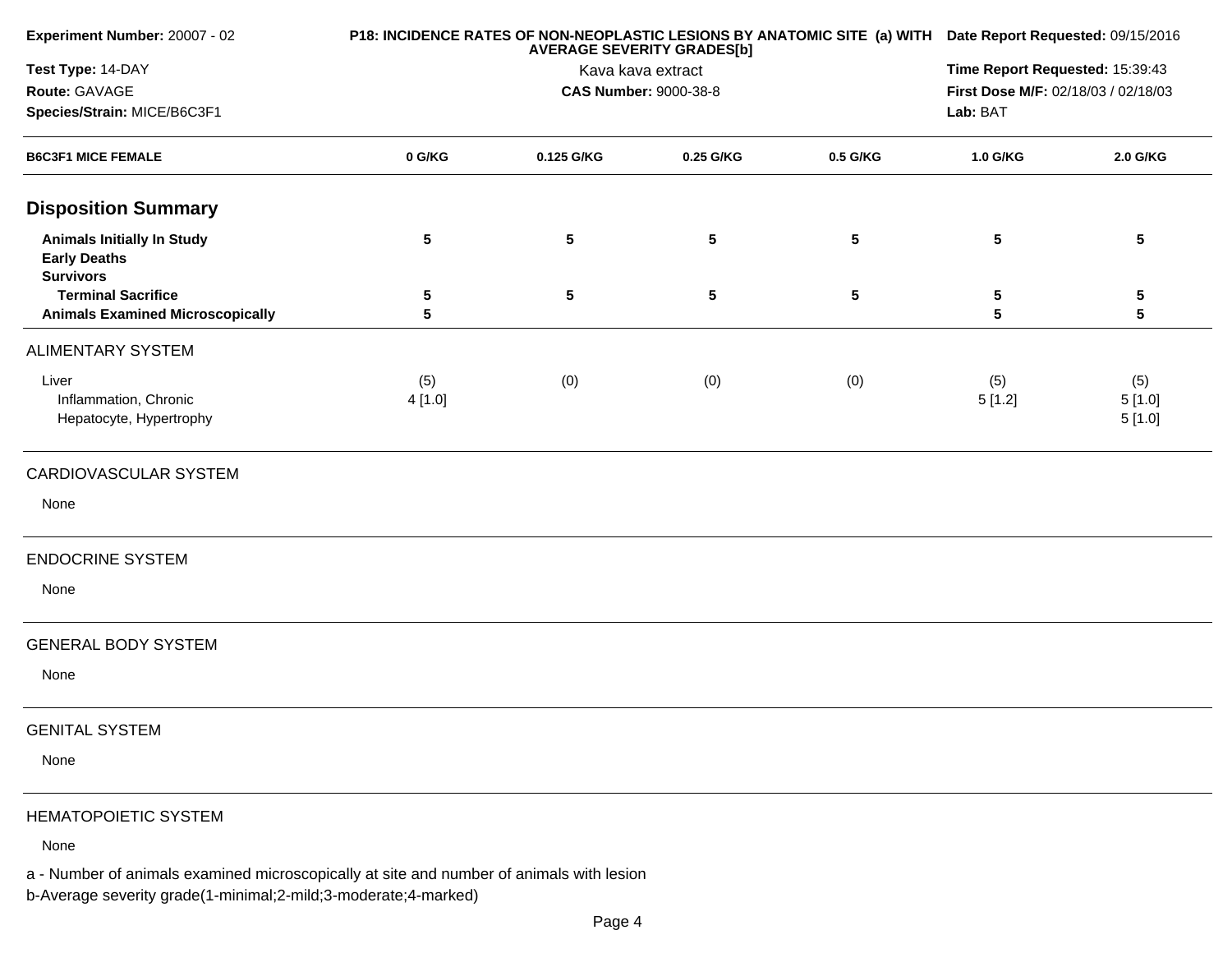| Experiment Number: 20007 - 02 | P18: INCIDENCE RATES OF NON-NEOPLASTIC LESIONS BY ANATOMIC SITE (a) WITH AVERAGE SEVERITY GRADES[b] | Date Report Requested: 09/15/2016 |
|---|---|---|
| Test Type: 14-DAY | Kava kava extract | Time Report Requested: 15:39:43 |
| Route: GAVAGE | CAS Number: 9000-38-8 | First Dose M/F: 02/18/03 / 02/18/03 |
| Species/Strain: MICE/B6C3F1 | | Lab: BAT |

| B6C3F1 MICE FEMALE | 0 G/KG | 0.125 G/KG | 0.25 G/KG | 0.5 G/KG | 1.0 G/KG | 2.0 G/KG |
|---|---|---|---|---|---|---|
| **Disposition Summary** | | | | | | |
| **Animals Initially In Study** | 5 | 5 | 5 | 5 | 5 | 5 |
| **Early Deaths** | | | | | | |
| **Survivors** | | | | | | |
| **Terminal Sacrifice** | 5 | 5 | 5 | 5 | 5 | 5 |
| **Animals Examined Microscopically** | 5 | | | | 5 | 5 |
| ALIMENTARY SYSTEM | | | | | | |
| Liver | (5) | (0) | (0) | (0) | (5) | (5) |
| Inflammation, Chronic | 4 [1.0] | | | | 5 [1.2] | 5 [1.0] |
| Hepatocyte, Hypertrophy | | | | | | 5 [1.0] |
| CARDIOVASCULAR SYSTEM | | | | | | |
| None | | | | | | |
| ENDOCRINE SYSTEM | | | | | | |
| None | | | | | | |
| GENERAL BODY SYSTEM | | | | | | |
| None | | | | | | |
| GENITAL SYSTEM | | | | | | |
| None | | | | | | |
| HEMATOPOIETIC SYSTEM | | | | | | |
| None | | | | | | |

a - Number of animals examined microscopically at site and number of animals with lesion

b-Average severity grade(1-minimal;2-mild;3-moderate;4-marked)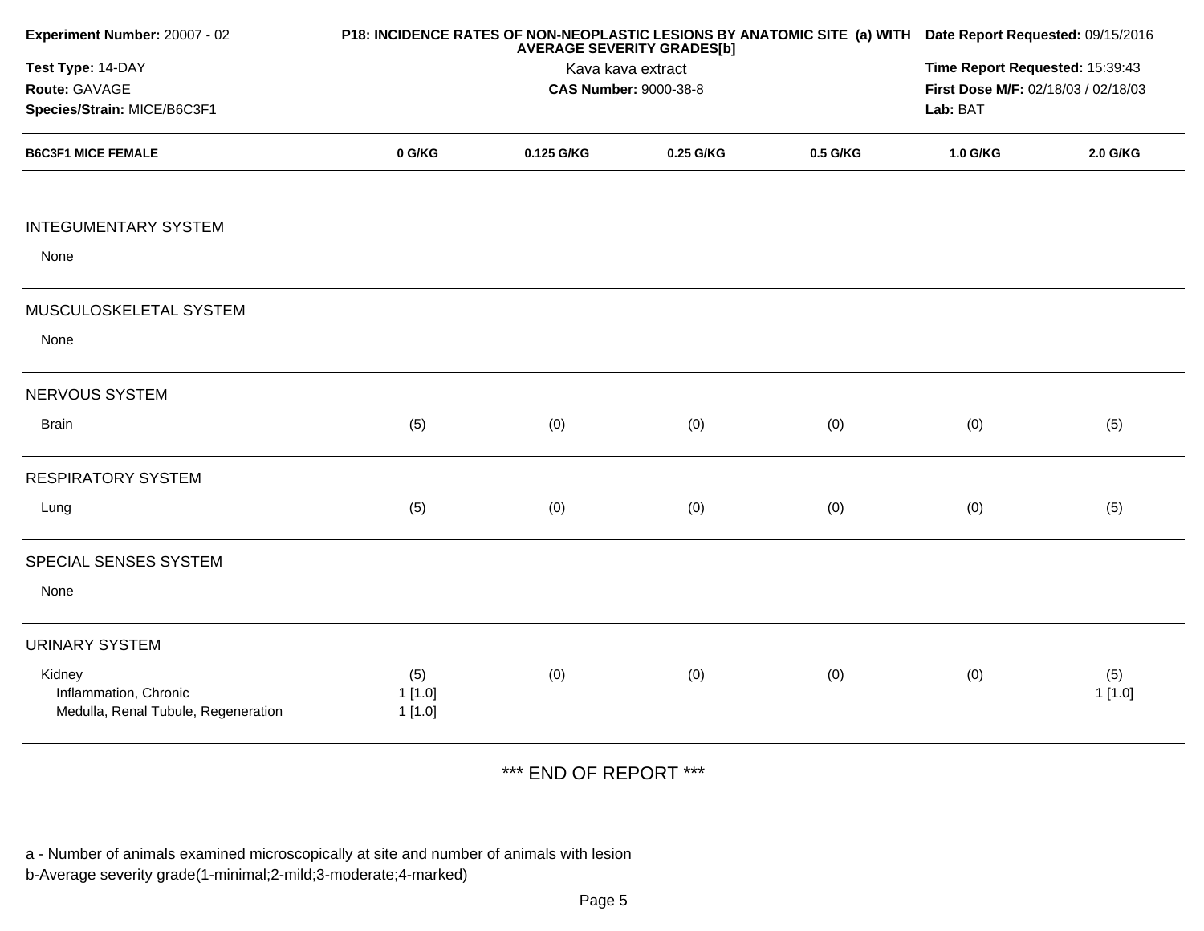**Experiment Number:** 20007 - 02
**Test Type:** 14-DAY
**Route:** GAVAGE
**Species/Strain:** MICE/B6C3F1

**P18: INCIDENCE RATES OF NON-NEOPLASTIC LESIONS BY ANATOMIC SITE (a) WITH AVERAGE SEVERITY GRADES[b]**
Kava kava extract
**CAS Number:** 9000-38-8

**Date Report Requested:** 09/15/2016
**Time Report Requested:** 15:39:43
**First Dose M/F:** 02/18/03 / 02/18/03
**Lab:** BAT

| B6C3F1 MICE FEMALE | 0 G/KG | 0.125 G/KG | 0.25 G/KG | 0.5 G/KG | 1.0 G/KG | 2.0 G/KG |
|---|---|---|---|---|---|---|
| INTEGUMENTARY SYSTEM | | | | | | |
| None | | | | | | |
| MUSCULOSKELETAL SYSTEM | | | | | | |
| None | | | | | | |
| NERVOUS SYSTEM | | | | | | |
| Brain | (5) | (0) | (0) | (0) | (0) | (5) |
| RESPIRATORY SYSTEM | | | | | | |
| Lung | (5) | (0) | (0) | (0) | (0) | (5) |
| SPECIAL SENSES SYSTEM | | | | | | |
| None | | | | | | |
| URINARY SYSTEM | | | | | | |
| Kidney | (5) | (0) | (0) | (0) | (0) | (5) |
| Inflammation, Chronic | 1 [1.0] | | | | | 1 [1.0] |
| Medulla, Renal Tubule, Regeneration | 1 [1.0] | | | | | |

*** END OF REPORT ***

a - Number of animals examined microscopically at site and number of animals with lesion
b-Average severity grade(1-minimal;2-mild;3-moderate;4-marked)